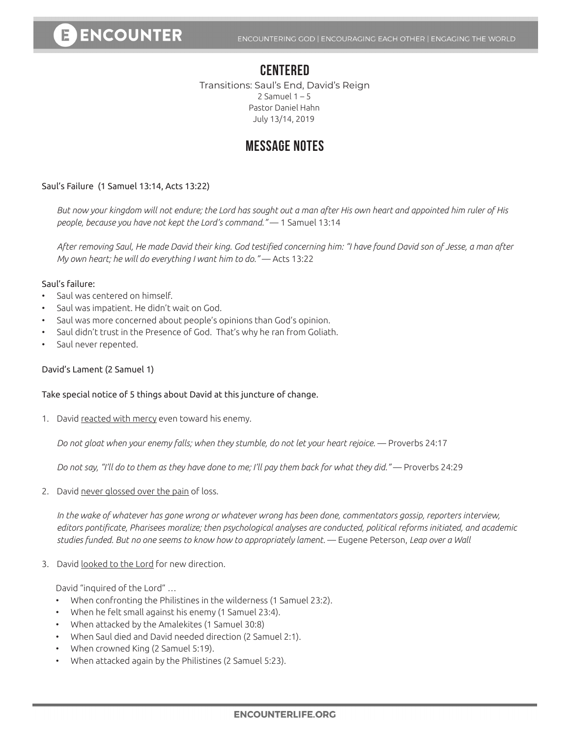# CENTERED

Transitions: Saul's End, David's Reign
2 Samuel 1 – 5
Pastor Daniel Hahn
July 13/14, 2019

## MESSAGE NOTES

Saul's Failure (1 Samuel 13:14, Acts 13:22)

> *But now your kingdom will not endure; the Lord has sought out a man after His own heart and appointed him ruler of His people, because you have not kept the Lord's command."* — 1 Samuel 13:14

> *After removing Saul, He made David their king. God testified concerning him: "I have found David son of Jesse, a man after My own heart; he will do everything I want him to do."* — Acts 13:22

Saul's failure:

- Saul was centered on himself.
- Saul was impatient. He didn't wait on God.
- Saul was more concerned about people's opinions than God's opinion.
- Saul didn't trust in the Presence of God. That's why he ran from Goliath.
- Saul never repented.

David's Lament (2 Samuel 1)

Take special notice of 5 things about David at this juncture of change.

1. David reacted with mercy even toward his enemy.

   *Do not gloat when your enemy falls; when they stumble, do not let your heart rejoice.* — Proverbs 24:17

   *Do not say, "I'll do to them as they have done to me; I'll pay them back for what they did."* — Proverbs 24:29

2. David never glossed over the pain of loss.

   *In the wake of whatever has gone wrong or whatever wrong has been done, commentators gossip, reporters interview, editors pontificate, Pharisees moralize; then psychological analyses are conducted, political reforms initiated, and academic studies funded. But no one seems to know how to appropriately lament.* — Eugene Peterson, *Leap over a Wall*

3. David looked to the Lord for new direction.

   David "inquired of the Lord" …

   - When confronting the Philistines in the wilderness (1 Samuel 23:2).
   - When he felt small against his enemy (1 Samuel 23:4).
   - When attacked by the Amalekites (1 Samuel 30:8)
   - When Saul died and David needed direction (2 Samuel 2:1).
   - When crowned King (2 Samuel 5:19).
   - When attacked again by the Philistines (2 Samuel 5:23).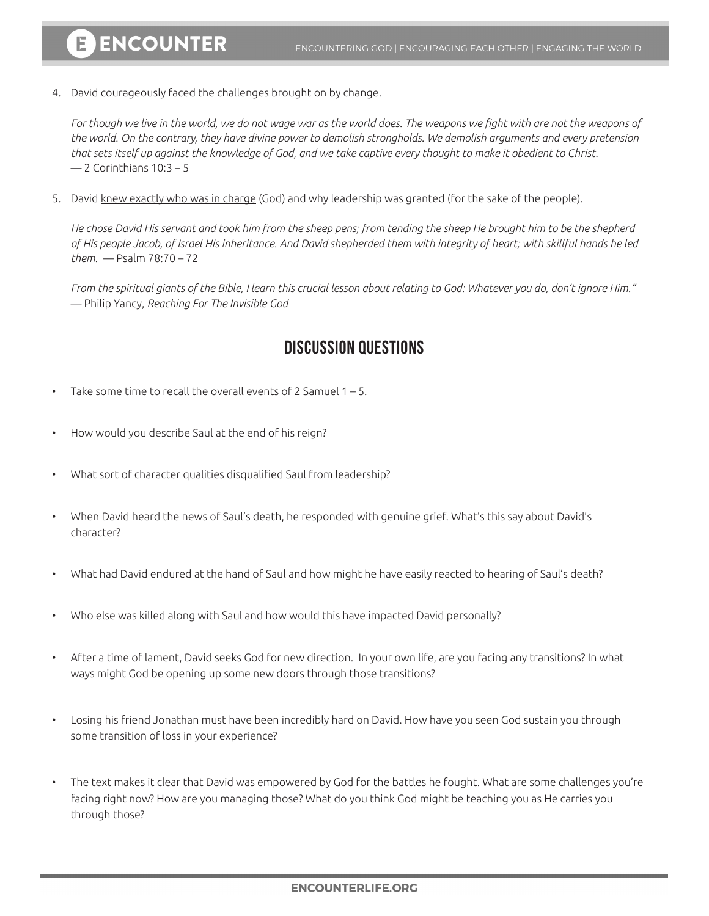4. David <u>courageously faced the challenges</u> brought on by change.

   *For though we live in the world, we do not wage war as the world does. The weapons we fight with are not the weapons of the world. On the contrary, they have divine power to demolish strongholds. We demolish arguments and every pretension that sets itself up against the knowledge of God, and we take captive every thought to make it obedient to Christ.*
   — 2 Corinthians 10:3 – 5

5. David <u>knew exactly who was in charge</u> (God) and why leadership was granted (for the sake of the people).

   *He chose David His servant and took him from the sheep pens; from tending the sheep He brought him to be the shepherd of His people Jacob, of Israel His inheritance. And David shepherded them with integrity of heart; with skillful hands he led them.* — Psalm 78:70 – 72

   *From the spiritual giants of the Bible, I learn this crucial lesson about relating to God: Whatever you do, don't ignore Him."*
   — Philip Yancy, *Reaching For The Invisible God*

## DISCUSSION QUESTIONS

- Take some time to recall the overall events of 2 Samuel 1 – 5.
- How would you describe Saul at the end of his reign?
- What sort of character qualities disqualified Saul from leadership?
- When David heard the news of Saul's death, he responded with genuine grief. What's this say about David's character?
- What had David endured at the hand of Saul and how might he have easily reacted to hearing of Saul's death?
- Who else was killed along with Saul and how would this have impacted David personally?
- After a time of lament, David seeks God for new direction. In your own life, are you facing any transitions? In what ways might God be opening up some new doors through those transitions?
- Losing his friend Jonathan must have been incredibly hard on David. How have you seen God sustain you through some transition of loss in your experience?
- The text makes it clear that David was empowered by God for the battles he fought. What are some challenges you're facing right now? How are you managing those? What do you think God might be teaching you as He carries you through those?